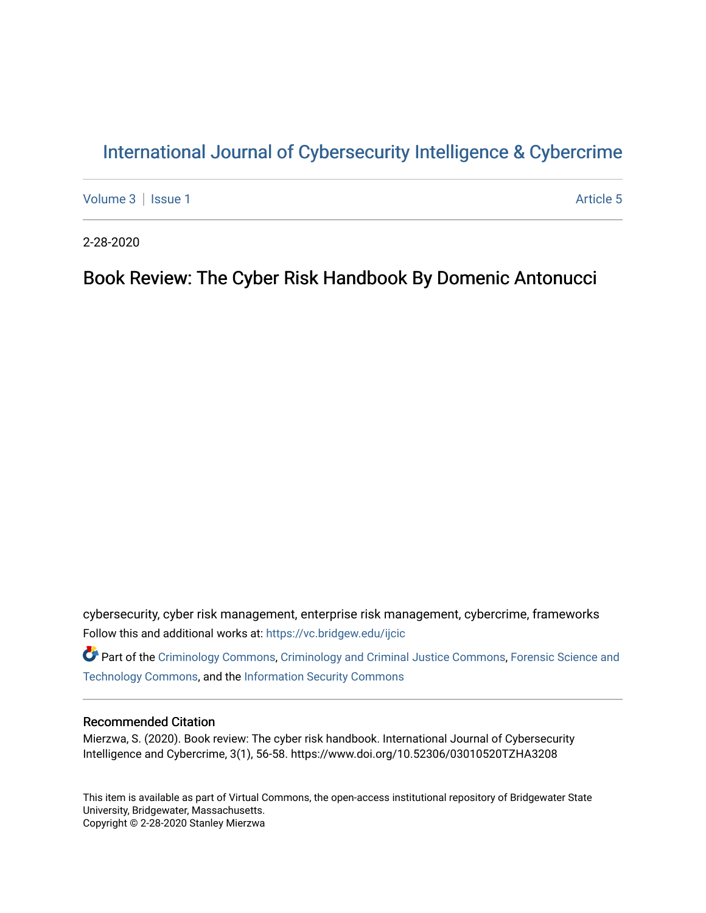# International Journal of Cybersecurity Intelligence & Cybercrime

Volume 3 | Issue 1 Article 5

2-28-2020

## Book Review: The Cyber Risk Handbook By Domenic Antonucci

cybersecurity, cyber risk management, enterprise risk management, cybercrime, frameworks

Follow this and additional works at: https://vc.bridgew.edu/ijcic

Part of the Criminology Commons, Criminology and Criminal Justice Commons, Forensic Science and Technology Commons, and the Information Security Commons

### Recommended Citation

Mierzwa, S. (2020). Book review: The cyber risk handbook. International Journal of Cybersecurity Intelligence and Cybercrime, 3(1), 56-58. https://www.doi.org/10.52306/03010520TZHA3208

This item is available as part of Virtual Commons, the open-access institutional repository of Bridgewater State University, Bridgewater, Massachusetts.
Copyright © 2-28-2020 Stanley Mierzwa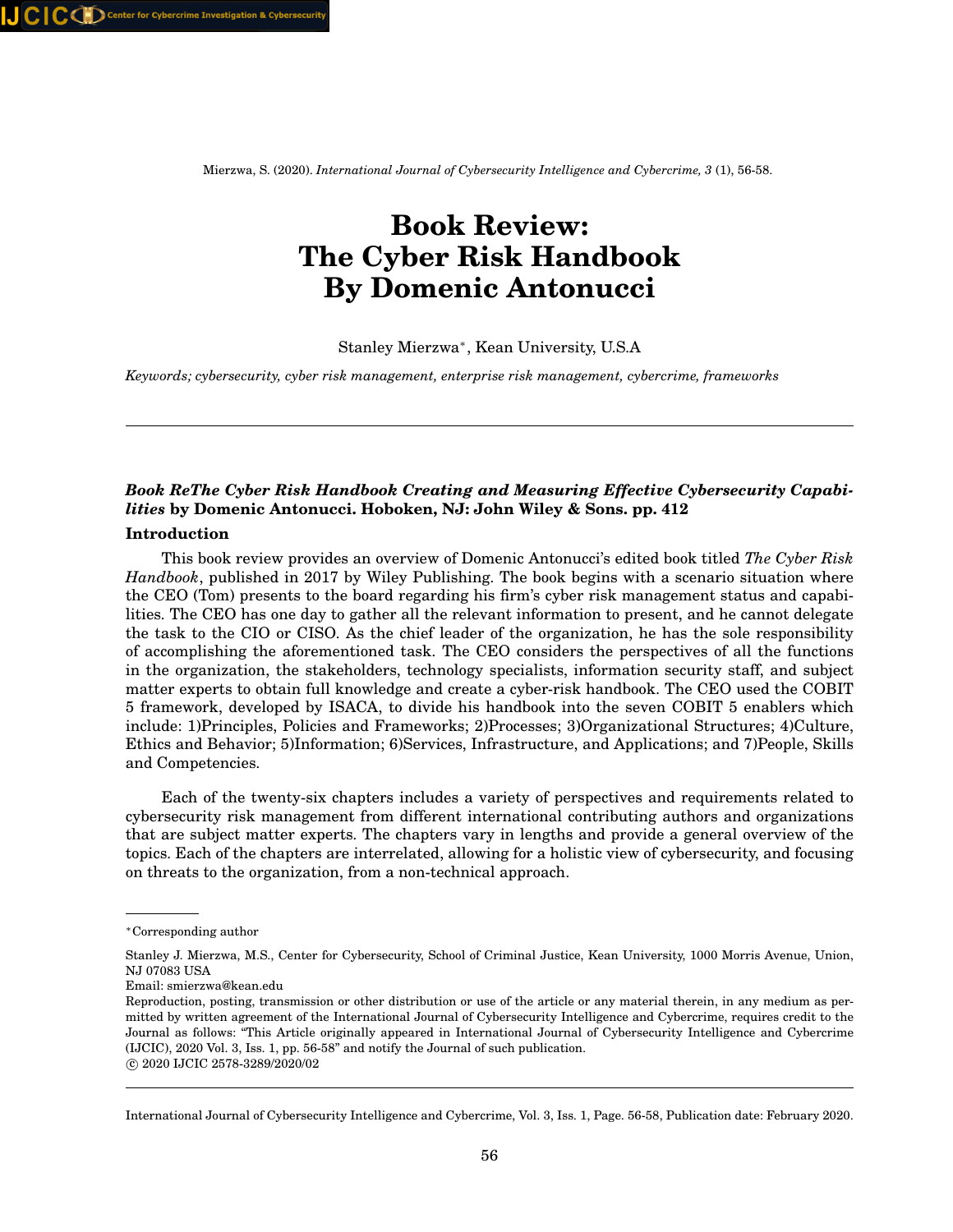# Book Review: The Cyber Risk Handbook By Domenic Antonucci

Stanley Mierzwa*, Kean University, U.S.A

*Keywords; cybersecurity, cyber risk management, enterprise risk management, cybercrime, frameworks*

---

***Book ReThe Cyber Risk Handbook Creating and Measuring Effective Cybersecurity Capabilities* by Domenic Antonucci. Hoboken, NJ: John Wiley & Sons. pp. 412**

### Introduction

This book review provides an overview of Domenic Antonucci's edited book titled *The Cyber Risk Handbook*, published in 2017 by Wiley Publishing. The book begins with a scenario situation where the CEO (Tom) presents to the board regarding his firm's cyber risk management status and capabilities. The CEO has one day to gather all the relevant information to present, and he cannot delegate the task to the CIO or CISO. As the chief leader of the organization, he has the sole responsibility of accomplishing the aforementioned task. The CEO considers the perspectives of all the functions in the organization, the stakeholders, technology specialists, information security staff, and subject matter experts to obtain full knowledge and create a cyber-risk handbook. The CEO used the COBIT 5 framework, developed by ISACA, to divide his handbook into the seven COBIT 5 enablers which include: 1)Principles, Policies and Frameworks; 2)Processes; 3)Organizational Structures; 4)Culture, Ethics and Behavior; 5)Information; 6)Services, Infrastructure, and Applications; and 7)People, Skills and Competencies.

Each of the twenty-six chapters includes a variety of perspectives and requirements related to cybersecurity risk management from different international contributing authors and organizations that are subject matter experts. The chapters vary in lengths and provide a general overview of the topics. Each of the chapters are interrelated, allowing for a holistic view of cybersecurity, and focusing on threats to the organization, from a non-technical approach.

---

*Corresponding author

Stanley J. Mierzwa, M.S., Center for Cybersecurity, School of Criminal Justice, Kean University, 1000 Morris Avenue, Union, NJ 07083 USA
Email: smierzwa@kean.edu
Reproduction, posting, transmission or other distribution or use of the article or any material therein, in any medium as permitted by written agreement of the International Journal of Cybersecurity Intelligence and Cybercrime, requires credit to the Journal as follows: "This Article originally appeared in International Journal of Cybersecurity Intelligence and Cybercrime (IJCIC), 2020 Vol. 3, Iss. 1, pp. 56-58" and notify the Journal of such publication.
© 2020 IJCIC 2578-3289/2020/02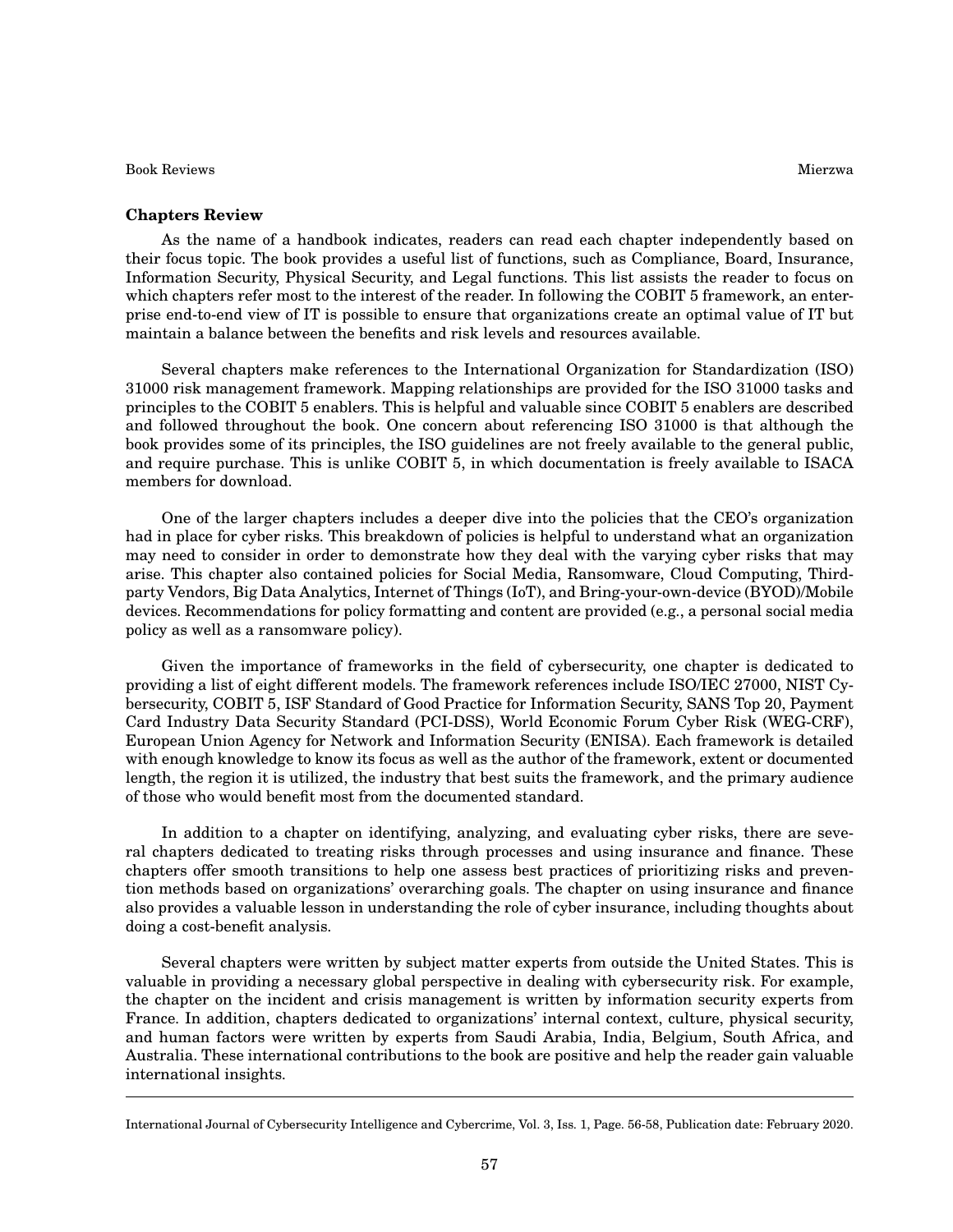### Chapters Review

As the name of a handbook indicates, readers can read each chapter independently based on their focus topic. The book provides a useful list of functions, such as Compliance, Board, Insurance, Information Security, Physical Security, and Legal functions. This list assists the reader to focus on which chapters refer most to the interest of the reader. In following the COBIT 5 framework, an enterprise end-to-end view of IT is possible to ensure that organizations create an optimal value of IT but maintain a balance between the benefits and risk levels and resources available.

Several chapters make references to the International Organization for Standardization (ISO) 31000 risk management framework. Mapping relationships are provided for the ISO 31000 tasks and principles to the COBIT 5 enablers. This is helpful and valuable since COBIT 5 enablers are described and followed throughout the book. One concern about referencing ISO 31000 is that although the book provides some of its principles, the ISO guidelines are not freely available to the general public, and require purchase. This is unlike COBIT 5, in which documentation is freely available to ISACA members for download.

One of the larger chapters includes a deeper dive into the policies that the CEO's organization had in place for cyber risks. This breakdown of policies is helpful to understand what an organization may need to consider in order to demonstrate how they deal with the varying cyber risks that may arise. This chapter also contained policies for Social Media, Ransomware, Cloud Computing, Third-party Vendors, Big Data Analytics, Internet of Things (IoT), and Bring-your-own-device (BYOD)/Mobile devices. Recommendations for policy formatting and content are provided (e.g., a personal social media policy as well as a ransomware policy).

Given the importance of frameworks in the field of cybersecurity, one chapter is dedicated to providing a list of eight different models. The framework references include ISO/IEC 27000, NIST Cybersecurity, COBIT 5, ISF Standard of Good Practice for Information Security, SANS Top 20, Payment Card Industry Data Security Standard (PCI-DSS), World Economic Forum Cyber Risk (WEG-CRF), European Union Agency for Network and Information Security (ENISA). Each framework is detailed with enough knowledge to know its focus as well as the author of the framework, extent or documented length, the region it is utilized, the industry that best suits the framework, and the primary audience of those who would benefit most from the documented standard.

In addition to a chapter on identifying, analyzing, and evaluating cyber risks, there are several chapters dedicated to treating risks through processes and using insurance and finance. These chapters offer smooth transitions to help one assess best practices of prioritizing risks and prevention methods based on organizations' overarching goals. The chapter on using insurance and finance also provides a valuable lesson in understanding the role of cyber insurance, including thoughts about doing a cost-benefit analysis.

Several chapters were written by subject matter experts from outside the United States. This is valuable in providing a necessary global perspective in dealing with cybersecurity risk. For example, the chapter on the incident and crisis management is written by information security experts from France. In addition, chapters dedicated to organizations' internal context, culture, physical security, and human factors were written by experts from Saudi Arabia, India, Belgium, South Africa, and Australia. These international contributions to the book are positive and help the reader gain valuable international insights.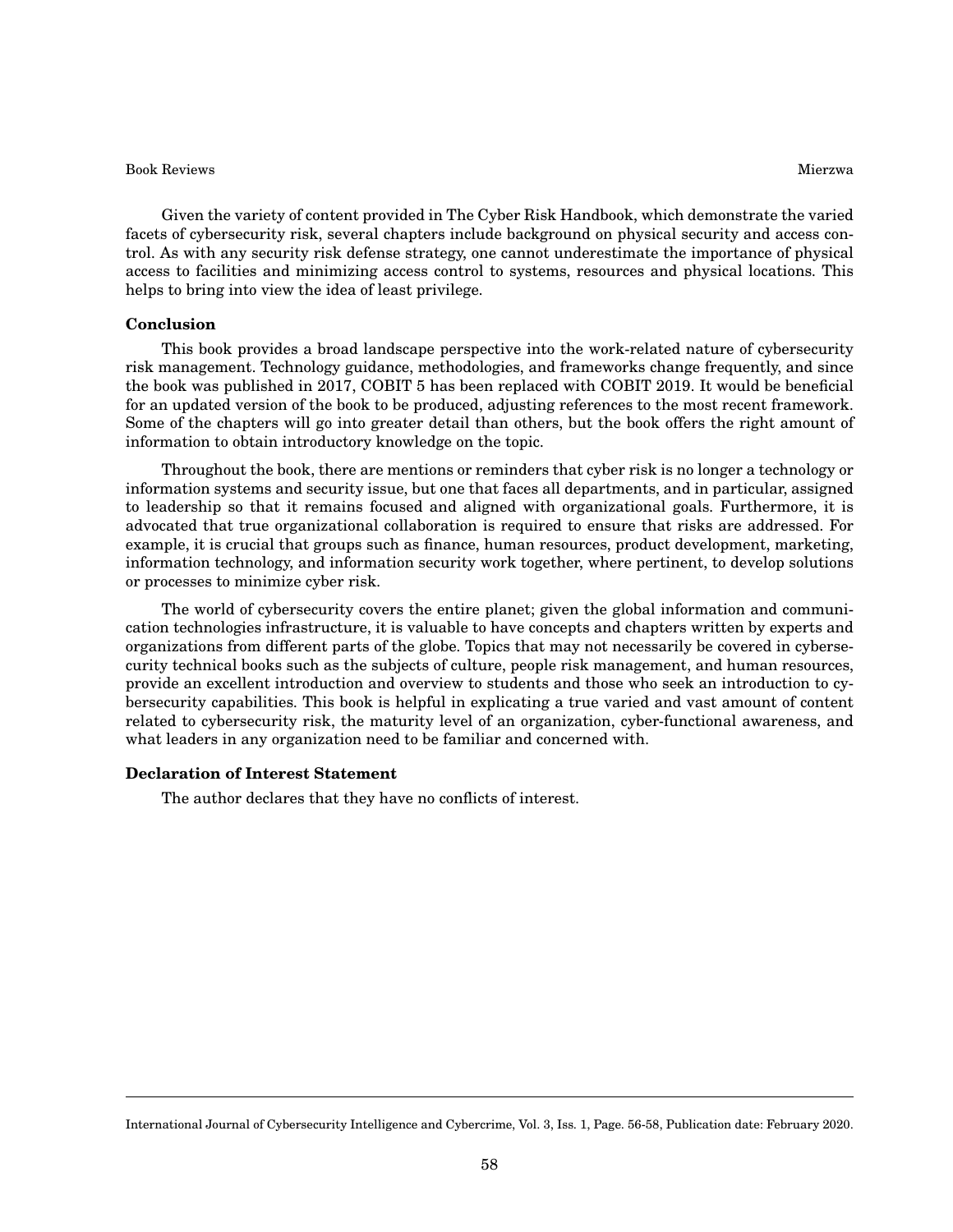Given the variety of content provided in The Cyber Risk Handbook, which demonstrate the varied facets of cybersecurity risk, several chapters include background on physical security and access control. As with any security risk defense strategy, one cannot underestimate the importance of physical access to facilities and minimizing access control to systems, resources and physical locations. This helps to bring into view the idea of least privilege.

**Conclusion**

This book provides a broad landscape perspective into the work-related nature of cybersecurity risk management. Technology guidance, methodologies, and frameworks change frequently, and since the book was published in 2017, COBIT 5 has been replaced with COBIT 2019. It would be beneficial for an updated version of the book to be produced, adjusting references to the most recent framework. Some of the chapters will go into greater detail than others, but the book offers the right amount of information to obtain introductory knowledge on the topic.

Throughout the book, there are mentions or reminders that cyber risk is no longer a technology or information systems and security issue, but one that faces all departments, and in particular, assigned to leadership so that it remains focused and aligned with organizational goals. Furthermore, it is advocated that true organizational collaboration is required to ensure that risks are addressed. For example, it is crucial that groups such as finance, human resources, product development, marketing, information technology, and information security work together, where pertinent, to develop solutions or processes to minimize cyber risk.

The world of cybersecurity covers the entire planet; given the global information and communication technologies infrastructure, it is valuable to have concepts and chapters written by experts and organizations from different parts of the globe. Topics that may not necessarily be covered in cybersecurity technical books such as the subjects of culture, people risk management, and human resources, provide an excellent introduction and overview to students and those who seek an introduction to cybersecurity capabilities. This book is helpful in explicating a true varied and vast amount of content related to cybersecurity risk, the maturity level of an organization, cyber-functional awareness, and what leaders in any organization need to be familiar and concerned with.

**Declaration of Interest Statement**

The author declares that they have no conflicts of interest.